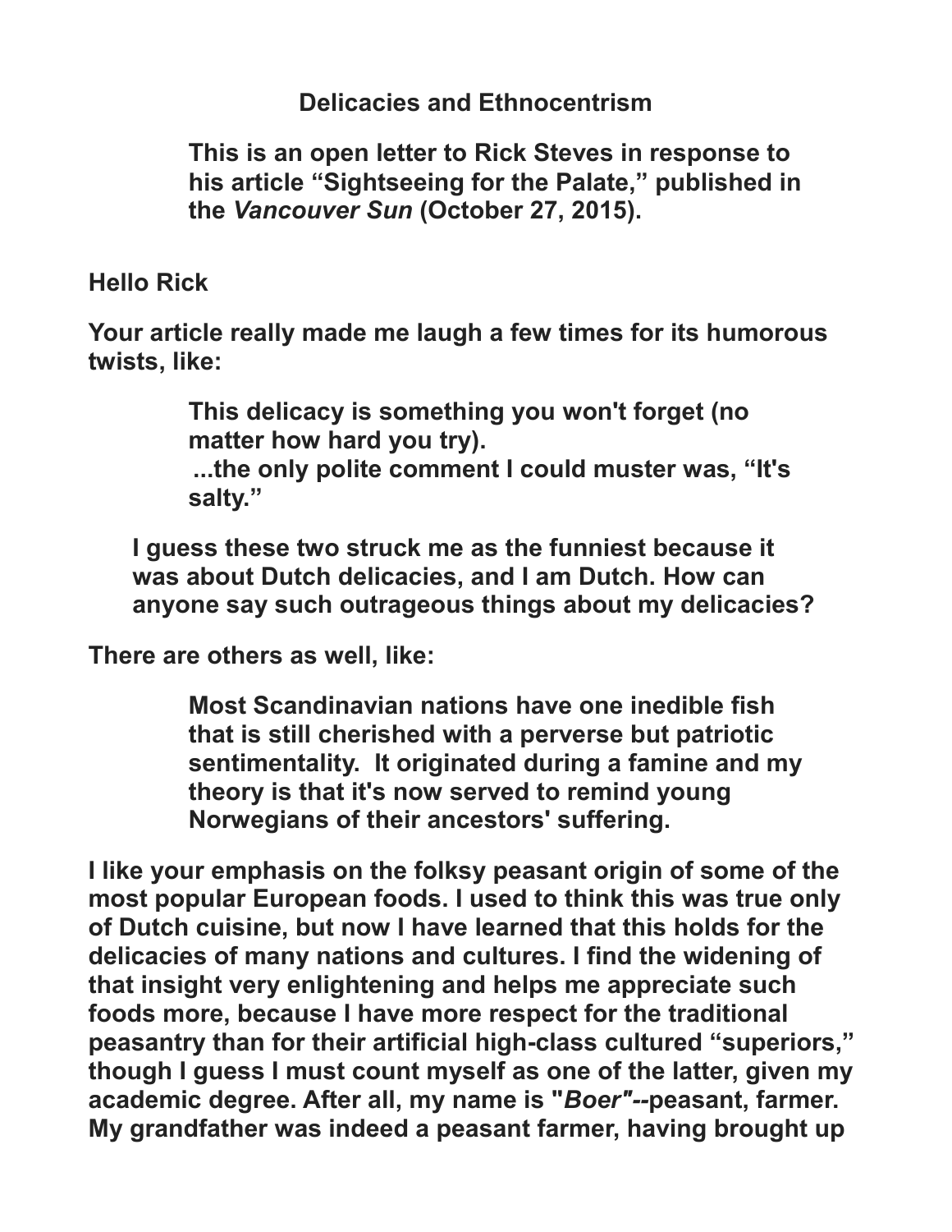# Delicacies and Ethnocentrism

> This is an open letter to Rick Steves in response to his article "Sightseeing for the Palate," published in the *Vancouver Sun* (October 27, 2015).

Hello Rick

Your article really made me laugh a few times for its humorous twists, like:

> This delicacy is something you won't forget (no matter how hard you try).
> ...the only polite comment I could muster was, "It's salty."

I guess these two struck me as the funniest because it was about Dutch delicacies, and I am Dutch. How can anyone say such outrageous things about my delicacies?

There are others as well, like:

> Most Scandinavian nations have one inedible fish that is still cherished with a perverse but patriotic sentimentality. It originated during a famine and my theory is that it's now served to remind young Norwegians of their ancestors' suffering.

I like your emphasis on the folksy peasant origin of some of the most popular European foods. I used to think this was true only of Dutch cuisine, but now I have learned that this holds for the delicacies of many nations and cultures. I find the widening of that insight very enlightening and helps me appreciate such foods more, because I have more respect for the traditional peasantry than for their artificial high-class cultured "superiors," though I guess I must count myself as one of the latter, given my academic degree. After all, my name is "*Boer*"--peasant, farmer. My grandfather was indeed a peasant farmer, having brought up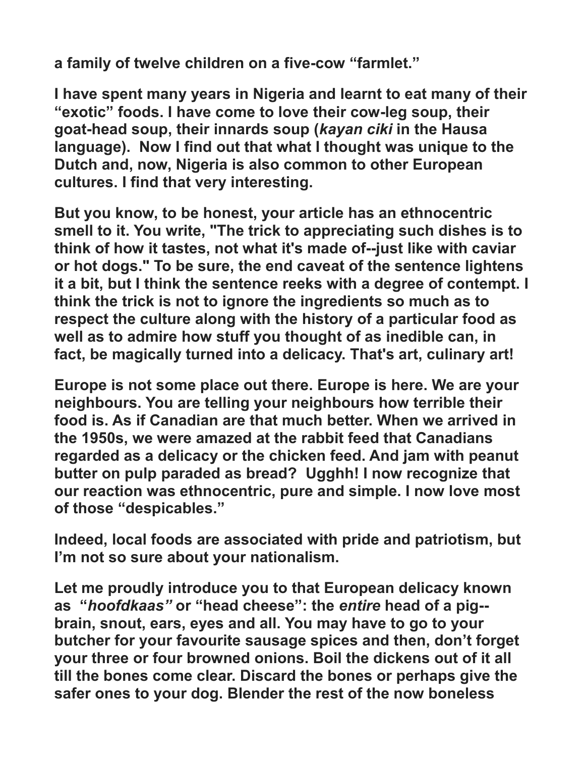**a family of twelve children on a five-cow "farmlet."**

**I have spent many years in Nigeria and learnt to eat many of their "exotic" foods. I have come to love their cow-leg soup, their goat-head soup, their innards soup (*kayan ciki* in the Hausa language). Now I find out that what I thought was unique to the Dutch and, now, Nigeria is also common to other European cultures. I find that very interesting.**

**But you know, to be honest, your article has an ethnocentric smell to it. You write, "The trick to appreciating such dishes is to think of how it tastes, not what it's made of--just like with caviar or hot dogs." To be sure, the end caveat of the sentence lightens it a bit, but I think the sentence reeks with a degree of contempt. I think the trick is not to ignore the ingredients so much as to respect the culture along with the history of a particular food as well as to admire how stuff you thought of as inedible can, in fact, be magically turned into a delicacy. That's art, culinary art!**

**Europe is not some place out there. Europe is here. We are your neighbours. You are telling your neighbours how terrible their food is. As if Canadian are that much better. When we arrived in the 1950s, we were amazed at the rabbit feed that Canadians regarded as a delicacy or the chicken feed. And jam with peanut butter on pulp paraded as bread? Ugghh! I now recognize that our reaction was ethnocentric, pure and simple. I now love most of those "despicables."**

**Indeed, local foods are associated with pride and patriotism, but I'm not so sure about your nationalism.**

**Let me proudly introduce you to that European delicacy known as "*hoofdkaas"* or "head cheese": the *entire* head of a pig--brain, snout, ears, eyes and all. You may have to go to your butcher for your favourite sausage spices and then, don't forget your three or four browned onions. Boil the dickens out of it all till the bones come clear. Discard the bones or perhaps give the safer ones to your dog. Blender the rest of the now boneless**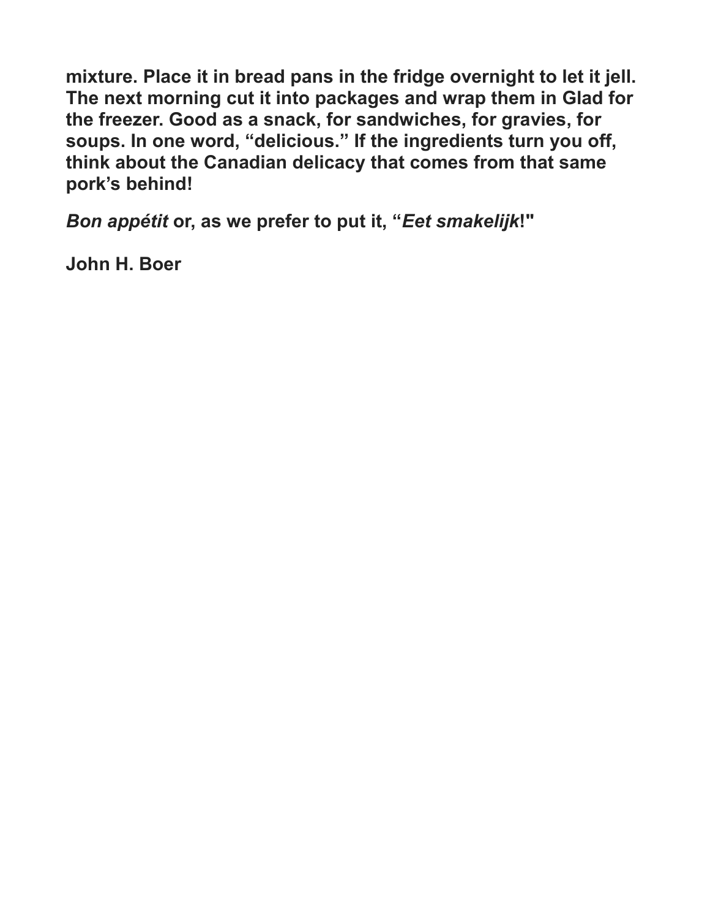**mixture. Place it in bread pans in the fridge overnight to let it jell. The next morning cut it into packages and wrap them in Glad for the freezer. Good as a snack, for sandwiches, for gravies, for soups. In one word, "delicious." If the ingredients turn you off, think about the Canadian delicacy that comes from that same pork's behind!**

***Bon appétit*** **or, as we prefer to put it, "*Eet smakelijk*!"**

**John H. Boer**